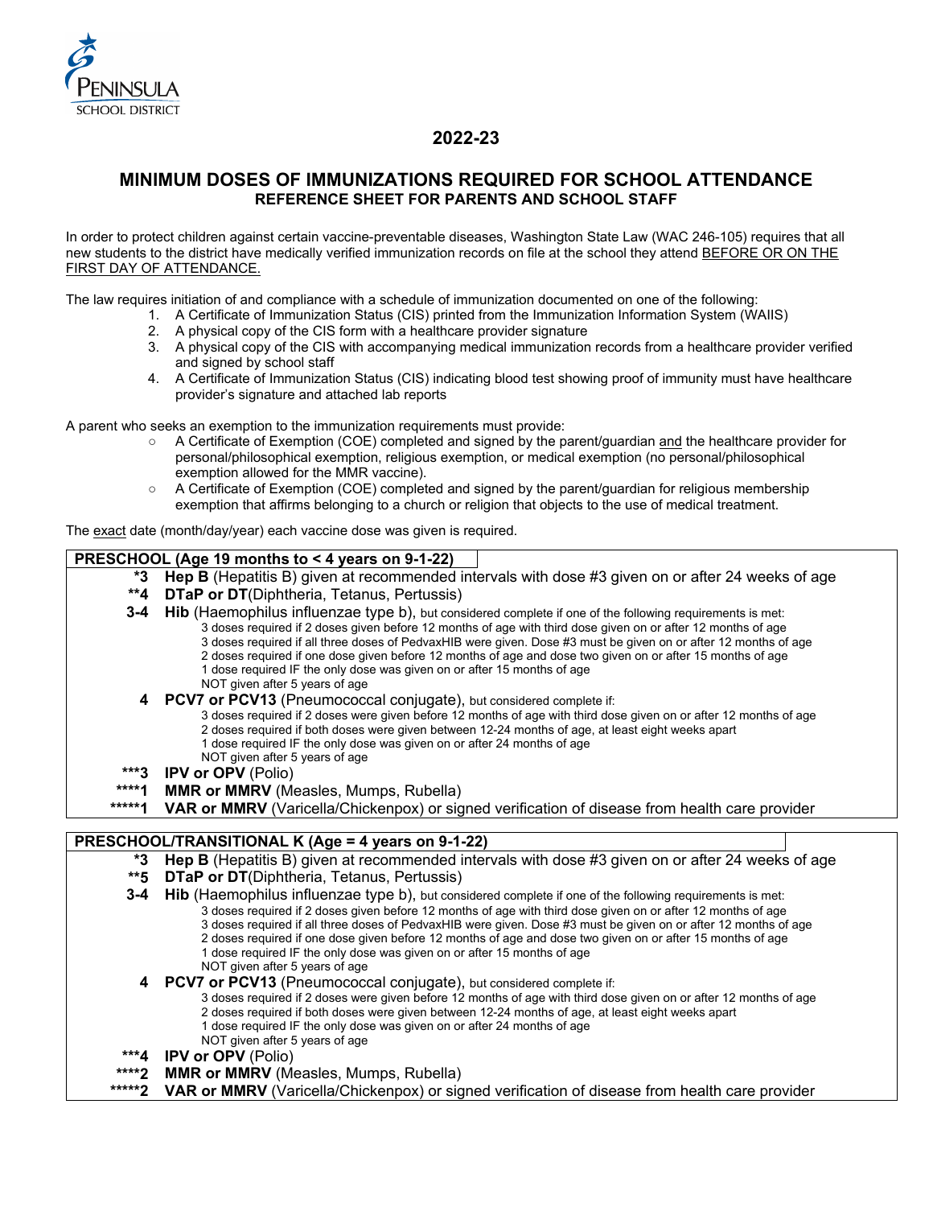PENINSULA SCHOOL DISTRICT

# 2022-23

## MINIMUM DOSES OF IMMUNIZATIONS REQUIRED FOR SCHOOL ATTENDANCE

### REFERENCE SHEET FOR PARENTS AND SCHOOL STAFF

In order to protect children against certain vaccine-preventable diseases, Washington State Law (WAC 246-105) requires that all new students to the district have medically verified immunization records on file at the school they attend BEFORE OR ON THE FIRST DAY OF ATTENDANCE.

The law requires initiation of and compliance with a schedule of immunization documented on one of the following:

1. A Certificate of Immunization Status (CIS) printed from the Immunization Information System (WAIIS)
2. A physical copy of the CIS form with a healthcare provider signature
3. A physical copy of the CIS with accompanying medical immunization records from a healthcare provider verified and signed by school staff
4. A Certificate of Immunization Status (CIS) indicating blood test showing proof of immunity must have healthcare provider's signature and attached lab reports

A parent who seeks an exemption to the immunization requirements must provide:

- A Certificate of Exemption (COE) completed and signed by the parent/guardian and the healthcare provider for personal/philosophical exemption, religious exemption, or medical exemption (no personal/philosophical exemption allowed for the MMR vaccine).
- A Certificate of Exemption (COE) completed and signed by the parent/guardian for religious membership exemption that affirms belonging to a church or religion that objects to the use of medical treatment.

The exact date (month/day/year) each vaccine dose was given is required.

**PRESCHOOL (Age 19 months to < 4 years on 9-1-22)**

| Doses | Vaccine |
|---|---|
| *3 | **Hep B** (Hepatitis B) given at recommended intervals with dose #3 given on or after 24 weeks of age |
| **4 | **DTaP or DT**(Diphtheria, Tetanus, Pertussis) |
| 3-4 | **Hib** (Haemophilus influenzae type b), but considered complete if one of the following requirements is met:<br>3 doses required if 2 doses given before 12 months of age with third dose given on or after 12 months of age<br>3 doses required if all three doses of PedvaxHIB were given. Dose #3 must be given on or after 12 months of age<br>2 doses required if one dose given before 12 months of age and dose two given on or after 15 months of age<br>1 dose required IF the only dose was given on or after 15 months of age<br>NOT given after 5 years of age |
| 4 | **PCV7 or PCV13** (Pneumococcal conjugate), but considered complete if:<br>3 doses required if 2 doses were given before 12 months of age with third dose given on or after 12 months of age<br>2 doses required if both doses were given between 12-24 months of age, at least eight weeks apart<br>1 dose required IF the only dose was given on or after 24 months of age<br>NOT given after 5 years of age |
| ***3 | **IPV or OPV** (Polio) |
| ****1 | **MMR or MMRV** (Measles, Mumps, Rubella) |
| *****1 | **VAR or MMRV** (Varicella/Chickenpox) or signed verification of disease from health care provider |

**PRESCHOOL/TRANSITIONAL K (Age = 4 years on 9-1-22)**

| Doses | Vaccine |
|---|---|
| *3 | **Hep B** (Hepatitis B) given at recommended intervals with dose #3 given on or after 24 weeks of age |
| **5 | **DTaP or DT**(Diphtheria, Tetanus, Pertussis) |
| 3-4 | **Hib** (Haemophilus influenzae type b), but considered complete if one of the following requirements is met:<br>3 doses required if 2 doses given before 12 months of age with third dose given on or after 12 months of age<br>3 doses required if all three doses of PedvaxHIB were given. Dose #3 must be given on or after 12 months of age<br>2 doses required if one dose given before 12 months of age and dose two given on or after 15 months of age<br>1 dose required IF the only dose was given on or after 15 months of age<br>NOT given after 5 years of age |
| 4 | **PCV7 or PCV13** (Pneumococcal conjugate), but considered complete if:<br>3 doses required if 2 doses were given before 12 months of age with third dose given on or after 12 months of age<br>2 doses required if both doses were given between 12-24 months of age, at least eight weeks apart<br>1 dose required IF the only dose was given on or after 24 months of age<br>NOT given after 5 years of age |
| ***4 | **IPV or OPV** (Polio) |
| ****2 | **MMR or MMRV** (Measles, Mumps, Rubella) |
| *****2 | **VAR or MMRV** (Varicella/Chickenpox) or signed verification of disease from health care provider |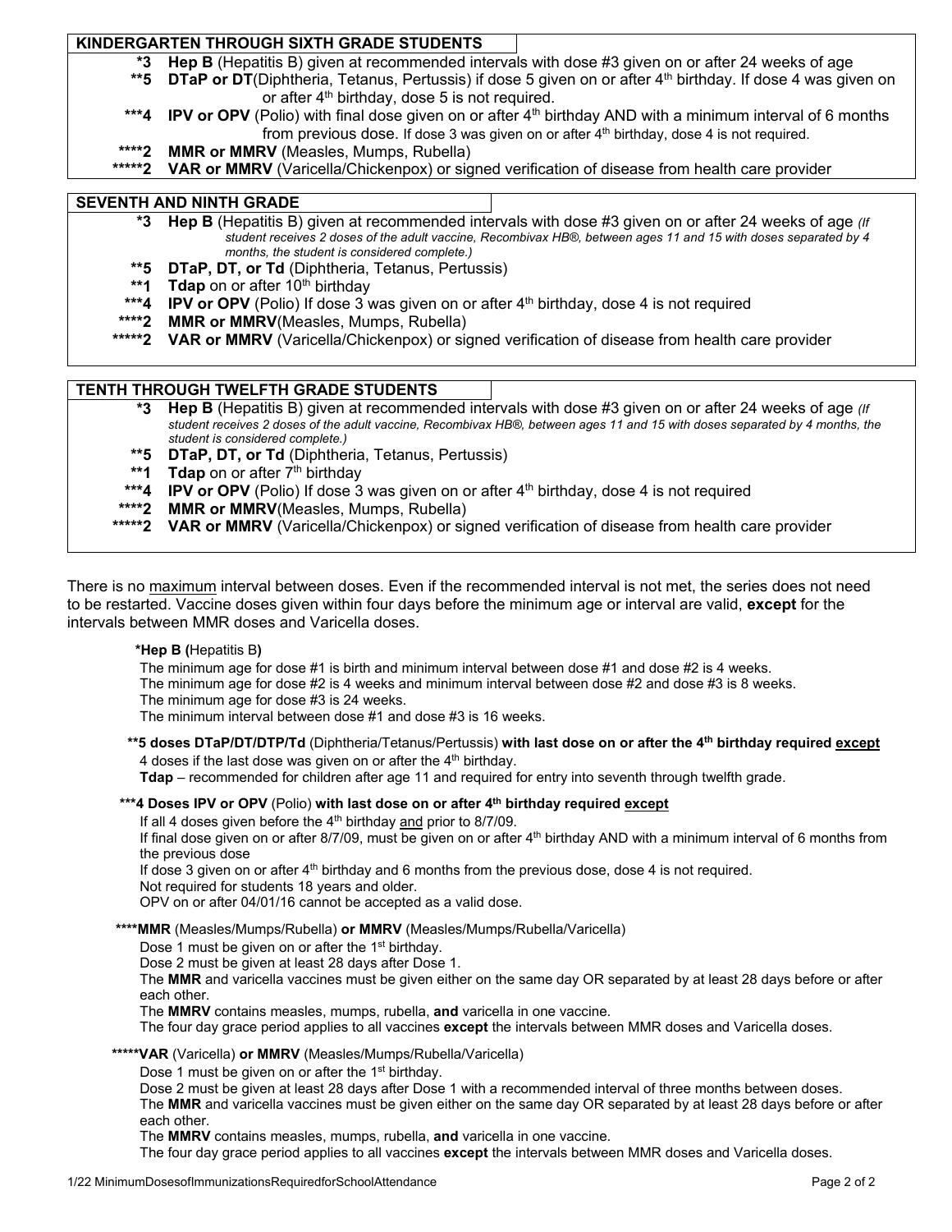## KINDERGARTEN THROUGH SIXTH GRADE STUDENTS

- **\*3 Hep B** (Hepatitis B) given at recommended intervals with dose #3 given on or after 24 weeks of age
- **\*\*5 DTaP or DT**(Diphtheria, Tetanus, Pertussis) if dose 5 given on or after 4th birthday. If dose 4 was given on or after 4th birthday, dose 5 is not required.
- **\*\*\*4 IPV or OPV** (Polio) with final dose given on or after 4th birthday AND with a minimum interval of 6 months from previous dose. If dose 3 was given on or after 4th birthday, dose 4 is not required.
- **\*\*\*\*2 MMR or MMRV** (Measles, Mumps, Rubella)
- **\*\*\*\*\*2 VAR or MMRV** (Varicella/Chickenpox) or signed verification of disease from health care provider

## SEVENTH AND NINTH GRADE

- **\*3 Hep B** (Hepatitis B) given at recommended intervals with dose #3 given on or after 24 weeks of age *(If student receives 2 doses of the adult vaccine, Recombivax HB®, between ages 11 and 15 with doses separated by 4 months, the student is considered complete.)*
- **\*\*5 DTaP, DT, or Td** (Diphtheria, Tetanus, Pertussis)
- **\*\*1 Tdap** on or after 10th birthday
- **\*\*\*4 IPV or OPV** (Polio) If dose 3 was given on or after 4th birthday, dose 4 is not required
- **\*\*\*\*2 MMR or MMRV**(Measles, Mumps, Rubella)
- **\*\*\*\*\*2 VAR or MMRV** (Varicella/Chickenpox) or signed verification of disease from health care provider

## TENTH THROUGH TWELFTH GRADE STUDENTS

- **\*3 Hep B** (Hepatitis B) given at recommended intervals with dose #3 given on or after 24 weeks of age *(If student receives 2 doses of the adult vaccine, Recombivax HB®, between ages 11 and 15 with doses separated by 4 months, the student is considered complete.)*
- **\*\*5 DTaP, DT, or Td** (Diphtheria, Tetanus, Pertussis)
- **\*\*1 Tdap** on or after 7th birthday
- **\*\*\*4 IPV or OPV** (Polio) If dose 3 was given on or after 4th birthday, dose 4 is not required
- **\*\*\*\*2 MMR or MMRV**(Measles, Mumps, Rubella)
- **\*\*\*\*\*2 VAR or MMRV** (Varicella/Chickenpox) or signed verification of disease from health care provider

There is no maximum interval between doses. Even if the recommended interval is not met, the series does not need to be restarted. Vaccine doses given within four days before the minimum age or interval are valid, **except** for the intervals between MMR doses and Varicella doses.

**\*Hep B (**Hepatitis B**)**

The minimum age for dose #1 is birth and minimum interval between dose #1 and dose #2 is 4 weeks.
The minimum age for dose #2 is 4 weeks and minimum interval between dose #2 and dose #3 is 8 weeks.
The minimum age for dose #3 is 24 weeks.
The minimum interval between dose #1 and dose #3 is 16 weeks.

**\*\*5 doses DTaP/DT/DTP/Td** (Diphtheria/Tetanus/Pertussis) **with last dose on or after the 4th birthday required except**

4 doses if the last dose was given on or after the 4th birthday.
**Tdap** – recommended for children after age 11 and required for entry into seventh through twelfth grade.

**\*\*\*4 Doses IPV or OPV** (Polio) **with last dose on or after 4th birthday required except**

If all 4 doses given before the 4th birthday and prior to 8/7/09.
If final dose given on or after 8/7/09, must be given on or after 4th birthday AND with a minimum interval of 6 months from the previous dose
If dose 3 given on or after 4th birthday and 6 months from the previous dose, dose 4 is not required.
Not required for students 18 years and older.
OPV on or after 04/01/16 cannot be accepted as a valid dose.

**\*\*\*\*MMR** (Measles/Mumps/Rubella) **or MMRV** (Measles/Mumps/Rubella/Varicella)

Dose 1 must be given on or after the 1st birthday.
Dose 2 must be given at least 28 days after Dose 1.
The **MMR** and varicella vaccines must be given either on the same day OR separated by at least 28 days before or after each other.
The **MMRV** contains measles, mumps, rubella, **and** varicella in one vaccine.
The four day grace period applies to all vaccines **except** the intervals between MMR doses and Varicella doses.

**\*\*\*\*\*VAR** (Varicella) **or MMRV** (Measles/Mumps/Rubella/Varicella)

Dose 1 must be given on or after the 1st birthday.
Dose 2 must be given at least 28 days after Dose 1 with a recommended interval of three months between doses.
The **MMR** and varicella vaccines must be given either on the same day OR separated by at least 28 days before or after each other.
The **MMRV** contains measles, mumps, rubella, **and** varicella in one vaccine.
The four day grace period applies to all vaccines **except** the intervals between MMR doses and Varicella doses.